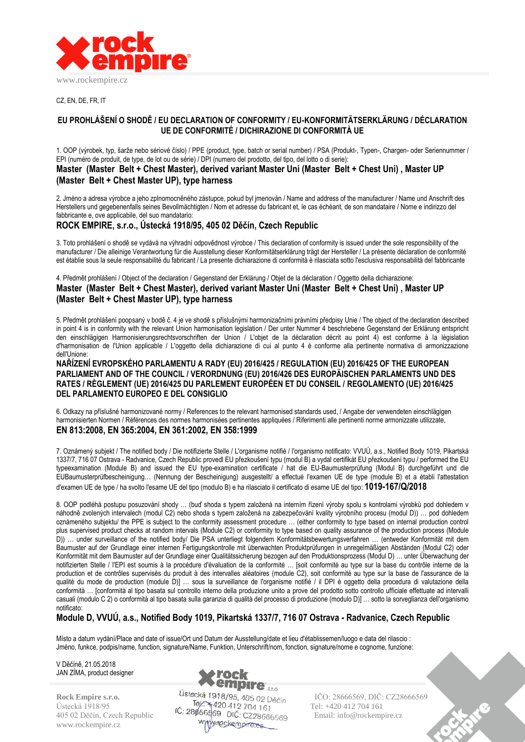www.rockempire.cz

CZ, EN, DE, FR, IT

## EU PROHLÁŠENÍ O SHODĚ / EU DECLARATION OF CONFORMITY / EU-KONFORMITÄTSERKLÄRUNG / DÉCLARATION UE DE CONFORMITÉ / DICHIRAZIONE DI CONFORMITÀ UE

1. OOP (výrobek, typ, šarže nebo sériové číslo) / PPE (product, type, batch or serial number) / PSA (Produkt-, Typen-, Chargen- oder Seriennummer / EPI (numéro de produit, de type, de lot ou de série) / DPI (numero del prodotto, del tipo, del lotto o di serie):

**Master (Master Belt + Chest Master), derived variant Master Uni (Master Belt + Chest Uni) , Master UP (Master Belt + Chest Master UP), type harness**

2. Jméno a adresa výrobce a jeho zplnomocněného zástupce, pokud byl jmenován / Name and address of the manufacturer / Name und Anschrift des Herstellers und gegebenenfalls seines Bevollmächtigten / Nom et adresse du fabricant et, le cas échéant, de son mandataire / Nome e indirizzo del fabbricante e, ove applicabile, del suo mandatario:

**ROCK EMPIRE, s.r.o., Ústecká 1918/95, 405 02 Děčín, Czech Republic**

3. Toto prohlášení o shodě se vydává na výhradní odpovědnost výrobce / This declaration of conformity is issued under the sole responsibility of the manufacturer / Die alleinige Verantwortung für die Ausstellung dieser Konformitätserklärung trägt der Hersteller / La présente déclaration de conformité est établie sous la seule responsabilité du fabricant / La presente dichiarazione di conformità è rilasciata sotto l'esclusiva responsabilità del fabbricante

4. Předmět prohlášení / Object of the declaration / Gegenstand der Erklärung / Objet de la déclaration / Oggetto della dichiarazione:

**Master (Master Belt + Chest Master), derived variant Master Uni (Master Belt + Chest Uni) , Master UP (Master Belt + Chest Master UP), type harness**

5. Předmět prohlášení popsaný v bodě č. 4 je ve shodě s příslušnými harmonizačními právními předpisy Unie / The object of the declaration described in point 4 is in conformity with the relevant Union harmonisation legislation / Der unter Nummer 4 beschriebene Gegenstand der Erklärung entspricht den einschlägigen Harmonisierungsrechtsvorschriften der Union / L'objet de la déclaration décrit au point 4) est conforme à la législation d'harmonisation de l'Union applicable / L'oggetto della dichiarazione di cui al punto 4 è conforme alla pertinente normativa di armonizzazione dell'Unione:

**NAŘÍZENÍ EVROPSKÉHO PARLAMENTU A RADY (EU) 2016/425 / REGULATION (EU) 2016/425 OF THE EUROPEAN PARLIAMENT AND OF THE COUNCIL / VERORDNUNG (EU) 2016/426 DES EUROPÄISCHEN PARLAMENTS UND DES RATES / RÈGLEMENT (UE) 2016/425 DU PARLEMENT EUROPÉEN ET DU CONSEIL / REGOLAMENTO (UE) 2016/425 DEL PARLAMENTO EUROPEO E DEL CONSIGLIO**

6. Odkazy na příslušné harmonizované normy / References to the relevant harmonised standards used, / Angabe der verwendeten einschlägigen harmonisierten Normen / Références des normes harmonisées pertinentes appliquées / Riferimenti alle pertinenti norme armonizzate utilizzate,

**EN 813:2008, EN 365:2004, EN 361:2002, EN 358:1999**

7. Oznámený subjekt / The notified body / Die notifizierte Stelle / L'organisme notifié / l'organismo notificato: VVUÚ, a.s., Notified Body 1019, Pikartská 1337/7, 716 07 Ostrava - Radvanice, Czech Republic provedl EU přezkoušení typu (modul B) a vydal certifikát EU přezkoušení typu / performed the EU typeexamination (Module B) and issued the EU type-examination certificate / hat die EU-Baumusterprüfung (Modul B) durchgeführt und die EUBaumusterprüfbescheinigung… (Nennung der Bescheinigung) ausgestellt/ a effectué l'examen UE de type (module B) et a établi l'attestation d'examen UE de type / ha svolto l'esame UE del tipo (modulo B) e ha rilasciato il certificato di esame UE del tipo: **1019-167/Q/2018**

8. OOP podléhá postupu posuzování shody … (buď shoda s typem založená na interním řízení výroby spolu s kontrolami výrobků pod dohledem v náhodně zvolených intervalech (modul C2) nebo shoda s typem založená na zabezpečování kvality výrobního procesu (modul D)) … pod dohledem oznámeného subjektu/ the PPE is subject to the conformity assessment procedure … (either conformity to type based on internal production control plus supervised product checks at random intervals (Module C2) or conformity to type based on quality assurance of the production process (Module D)) … under surveillance of the notified body/ Die PSA unterliegt folgendem Konformitätsbewertungsverfahren … (entweder Konformität mit dem Baumuster auf der Grundlage einer internen Fertigungskontrolle mit überwachten Produktprüfungen in unregelmäßigen Abständen (Modul C2) oder Konformität mit dem Baumuster auf der Grundlage einer Qualitätssicherung bezogen auf den Produktionsprozess (Modul D) … unter Überwachung der notifizierten Stelle / l'EPI est soumis à la procédure d'évaluation de la conformité … [soit conformité au type sur la base du contrôle interne de la production et de contrôles supervisés du produit à des intervalles aléatoires (module C2), soit conformité au type sur la base de l'assurance de la qualité du mode de production (module D)] … sous la surveillance de l'organisme notifié / il DPI è oggetto della procedura di valutazione della conformità … [conformità al tipo basata sul controllo interno della produzione unito a prove del prodotto sotto controllo ufficiale effettuate ad intervalli casuali (modulo C 2) o conformità al tipo basata sulla garanzia di qualità del processo di produzione (modulo D)] … sotto la sorveglianza dell'organismo notificato:

**Module D, VVUÚ, a.s., Notified Body 1019, Pikartská 1337/7, 716 07 Ostrava - Radvanice, Czech Republic**

Místo a datum vydání/Place and date of issue/Ort und Datum der Ausstellung/date et lieu d'établissemen/luogo e data del rilascio :
Jméno, funkce, podpis/name, function, signature/Name, Funktion, Unterschrift/nom, fonction, signature/nome e cognome, funzione:

V Děčíně, 21.05.2018
JAN ZÍMA, product designer

Rock Empire s.r.o.
Ústecká 1918/95
405 02 Děčín, Czech Republic
www.rockempire.cz

IČO: 28666569, DIČ: CZ28666569
Tel: +420 412 704 161
Email: info@rockempire.cz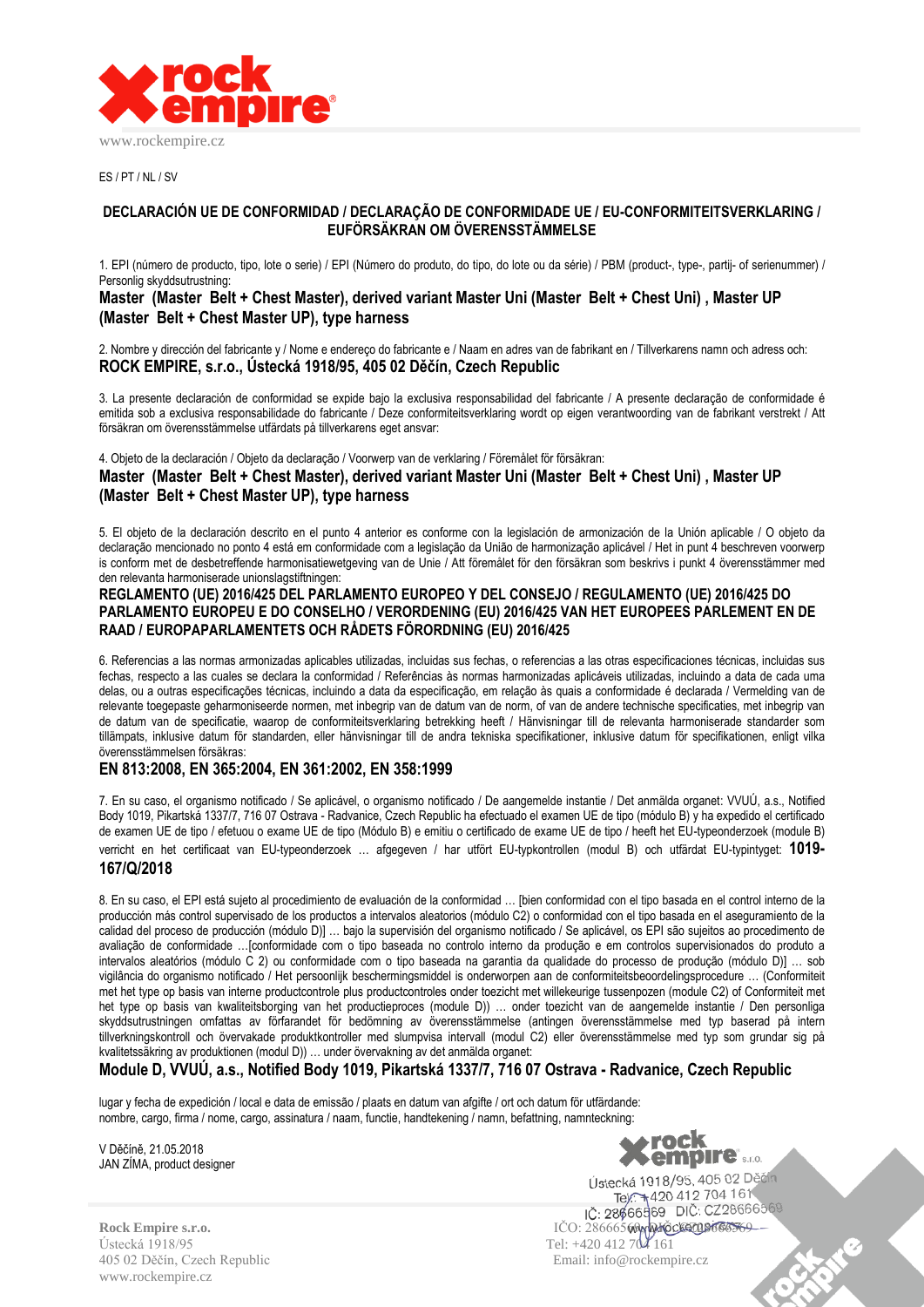www.rockempire.cz

ES / PT / NL / SV

## DECLARACIÓN UE DE CONFORMIDAD / DECLARAÇÃO DE CONFORMIDADE UE / EU-CONFORMITEITSVERKLARING / EUFÖRSÄKRAN OM ÖVERENSSTÄMMELSE

1. EPI (número de producto, tipo, lote o serie) / EPI (Número do produto, do tipo, do lote ou da série) / PBM (product-, type-, partij- of serienummer) / Personlig skyddsutrustning:

**Master (Master Belt + Chest Master), derived variant Master Uni (Master Belt + Chest Uni) , Master UP (Master Belt + Chest Master UP), type harness**

2. Nombre y dirección del fabricante y / Nome e endereço do fabricante e / Naam en adres van de fabrikant en / Tillverkarens namn och adress och:

**ROCK EMPIRE, s.r.o., Ústecká 1918/95, 405 02 Děčín, Czech Republic**

3. La presente declaración de conformidad se expide bajo la exclusiva responsabilidad del fabricante / A presente declaração de conformidade é emitida sob a exclusiva responsabilidade do fabricante / Deze conformiteitsverklaring wordt op eigen verantwoording van de fabrikant verstrekt / Att försäkran om överensstämmelse utfärdats på tillverkarens eget ansvar:

4. Objeto de la declaración / Objeto da declaração / Voorwerp van de verklaring / Föremålet för försäkran:

**Master (Master Belt + Chest Master), derived variant Master Uni (Master Belt + Chest Uni) , Master UP (Master Belt + Chest Master UP), type harness**

5. El objeto de la declaración descrito en el punto 4 anterior es conforme con la legislación de armonización de la Unión aplicable / O objeto da declaração mencionado no ponto 4 está em conformidade com a legislação da União de harmonização aplicável / Het in punt 4 beschreven voorwerp is conform met de desbetreffende harmonisatiewetgeving van de Unie / Att föremålet för den försäkran som beskrivs i punkt 4 överensstämmer med den relevanta harmoniserade unionslagstiftningen:

**REGLAMENTO (UE) 2016/425 DEL PARLAMENTO EUROPEO Y DEL CONSEJO / REGULAMENTO (UE) 2016/425 DO PARLAMENTO EUROPEU E DO CONSELHO / VERORDENING (EU) 2016/425 VAN HET EUROPEES PARLEMENT EN DE RAAD / EUROPAPARLAMENTETS OCH RÅDETS FÖRORDNING (EU) 2016/425**

6. Referencias a las normas armonizadas aplicables utilizadas, incluidas sus fechas, o referencias a las otras especificaciones técnicas, incluidas sus fechas, respecto a las cuales se declara la conformidad / Referências às normas harmonizadas aplicáveis utilizadas, incluindo a data de cada uma delas, ou a outras especificações técnicas, incluindo a data da especificação, em relação às quais a conformidade é declarada / Vermelding van de relevante toegepaste geharmoniseerde normen, met inbegrip van de datum van de norm, of van de andere technische specificaties, met inbegrip van de datum van de specificatie, waarop de conformiteitsverklaring betrekking heeft / Hänvisningar till de relevanta harmoniserade standarder som tillämpats, inklusive datum för standarden, eller hänvisningar till de andra tekniska specifikationer, inklusive datum för specifikationen, enligt vilka överensstämmelsen försäkras:

**EN 813:2008, EN 365:2004, EN 361:2002, EN 358:1999**

7. En su caso, el organismo notificado / Se aplicável, o organismo notificado / De aangemelde instantie / Det anmälda organet: VVUÚ, a.s., Notified Body 1019, Pikartská 1337/7, 716 07 Ostrava - Radvanice, Czech Republic ha efectuado el examen UE de tipo (módulo B) y ha expedido el certificado de examen UE de tipo / efetuou o exame UE de tipo (Módulo B) e emitiu o certificado de exame UE de tipo / heeft het EU-typeonderzoek (module B) verricht en het certificaat van EU-typeonderzoek … afgegeven / har utfört EU-typkontrollen (modul B) och utfärdat EU-typintyget: **1019-167/Q/2018**

8. En su caso, el EPI está sujeto al procedimiento de evaluación de la conformidad … [bien conformidad con el tipo basada en el control interno de la producción más control supervisado de los productos a intervalos aleatorios (módulo C2) o conformidad con el tipo basada en el aseguramiento de la calidad del proceso de producción (módulo D)] … bajo la supervisión del organismo notificado / Se aplicável, os EPI são sujeitos ao procedimento de avaliação de conformidade …[conformidade com o tipo baseada no controlo interno da produção e em controlos supervisionados do produto a intervalos aleatórios (módulo C 2) ou conformidade com o tipo baseada na garantia da qualidade do processo de produção (módulo D)] … sob vigilância do organismo notificado / Het persoonlijk beschermingsmiddel is onderworpen aan de conformiteitsbeoordelingsprocedure … (Conformiteit met het type op basis van interne productcontrole plus productcontroles onder toezicht met willekeurige tussenpozen (module C2) of Conformiteit met het type op basis van kwaliteitsborging van het productieproces (module D)) … onder toezicht van de aangemelde instantie / Den personliga skyddsutrustningen omfattas av förfarandet för bedömning av överensstämmelse (antingen överensstämmelse med typ baserad på intern tillverkningskontroll och övervakade produktkontroller med slumpvisa intervall (modul C2) eller överensstämmelse med typ som grundar sig på kvalitetssäkring av produktionen (modul D)) … under övervakning av det anmälda organet:

**Module D, VVUÚ, a.s., Notified Body 1019, Pikartská 1337/7, 716 07 Ostrava - Radvanice, Czech Republic**

lugar y fecha de expedición / local e data de emissão / plaats en datum van afgifte / ort och datum för utfärdande:
nombre, cargo, firma / nome, cargo, assinatura / naam, functie, handtekening / namn, befattning, namnteckning:

V Děčíně, 21.05.2018
JAN ZÍMA, product designer

Rock Empire s.r.o.
Ústecká 1918/95
405 02 Děčín, Czech Republic
www.rockempire.cz

IČO: 28666569
Tel: +420 412 704 161
Email: info@rockempire.cz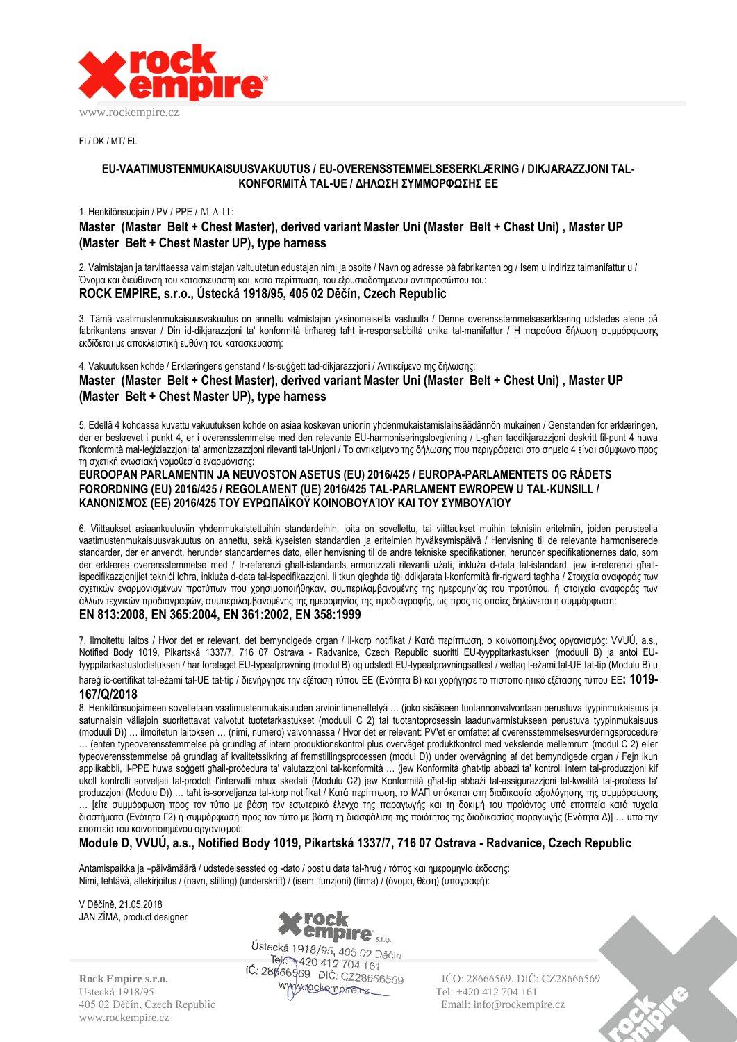FI / DK / MT/ EL

## EU-VAATIMUSTENMUKAISUUSVAKUUTUS / EU-OVERENSSTEMMELSESERKLÆRING / DIKJARAZZJONI TAL-KONFORMITÀ TAL-UE / ΔΗΛΩΣΗ ΣΥΜΜΟΡΦΩΣΗΣ ΕΕ

1. Henkilönsuojain / PV / PPE / Μ Α Π:

**Master (Master Belt + Chest Master), derived variant Master Uni (Master Belt + Chest Uni) , Master UP (Master Belt + Chest Master UP), type harness**

2. Valmistajan ja tarvittaessa valmistajan valtuutetun edustajan nimi ja osoite / Navn og adresse på fabrikanten og / Isem u indirizz talmanifattur u / Όνομα και διεύθυνση του κατασκευαστή και, κατά περίπτωση, του εξουσιοδοτημένου αντιπροσώπου του:

**ROCK EMPIRE, s.r.o., Ústecká 1918/95, 405 02 Děčín, Czech Republic**

3. Tämä vaatimustenmukaisuusvakuutus on annettu valmistajan yksinomaisella vastuulla / Denne overensstemmelseserklæring udstedes alene på fabrikantens ansvar / Din id-dikjarazzjoni ta' konformità tinħareġ taħt ir-responsabbiltà unika tal-manifattur / Η παρούσα δήλωση συμμόρφωσης εκδίδεται με αποκλειστική ευθύνη του κατασκευαστή:

4. Vakuutuksen kohde / Erklæringens genstand / Is-suġġett tad-dikjarazzjoni / Αντικείμενο της δήλωσης:

**Master (Master Belt + Chest Master), derived variant Master Uni (Master Belt + Chest Uni) , Master UP (Master Belt + Chest Master UP), type harness**

5. Edellä 4 kohdassa kuvattu vakuutuksen kohde on asiaa koskevan unionin yhdenmukaistamislainsäädännön mukainen / Genstanden for erklæringen, der er beskrevet i punkt 4, er i overensstemmelse med den relevante EU-harmoniseringslovgivning / L-għan taddikjarazzjoni deskritt fil-punt 4 huwa f'konformità mal-leġiżlazzjoni ta' armonizzazzjoni rilevanti tal-Unjoni / Το αντικείμενο της δήλωσης που περιγράφεται στο σημείο 4 είναι σύμφωνο προς τη σχετική ενωσιακή νομοθεσία εναρμόνισης:

**EUROOPAN PARLAMENTIN JA NEUVOSTON ASETUS (EU) 2016/425 / EUROPA-PARLAMENTETS OG RÅDETS FORORDNING (EU) 2016/425 / REGOLAMENT (UE) 2016/425 TAL-PARLAMENT EWROPEW U TAL-KUNSILL / ΚΑΝΟΝΙΣΜΌΣ (ΕΕ) 2016/425 ΤΟΥ ΕΥΡΩΠΑΪΚΟΎ ΚΟΙΝΟΒΟΥΛΊΟΥ ΚΑΙ ΤΟΥ ΣΥΜΒΟΥΛΊΟΥ**

6. Viittaukset asiaankuuluviin yhdenmukaistettuihin standardeihin, joita on sovellettu, tai viittaukset muihin teknisiin eritelmiin, joiden perusteella vaatimustenmukaisuusvakuutus on annettu, sekä kyseisten standardien ja eritelmien hyväksymispäivä / Henvisning til de relevante harmoniserede standarder, der er anvendt, herunder standardernes dato, eller henvisning til de andre tekniske specifikationer, herunder specifikationernes dato, som der erklæres overensstemmelse med / Ir-referenzi għall-istandards armonizzati rilevanti użati, inkluża d-data tal-istandard, jew ir-referenzi għall-ispeċifikazzjonijiet tekniċi l-oħra, inkluża d-data tal-ispeċifikazzjoni, li tkun qiegħda tiġi ddikjarata l-konformità fir-rigward tagħha / Στοιχεία αναφοράς των σχετικών εναρμονισμένων προτύπων που χρησιμοποιήθηκαν, συμπεριλαμβανομένης της ημερομηνίας του προτύπου, ή στοιχεία αναφοράς των άλλων τεχνικών προδιαγραφών, συμπεριλαμβανομένης της ημερομηνίας της προδιαγραφής, ως προς τις οποίες δηλώνεται η συμμόρφωση:

**EN 813:2008, EN 365:2004, EN 361:2002, EN 358:1999**

7. Ilmoitettu laitos / Hvor det er relevant, det bemyndigede organ / il-korp notifikat / Κατά περίπτωση, ο κοινοποιημένος οργανισμός: VVUÚ, a.s., Notified Body 1019, Pikartská 1337/7, 716 07 Ostrava - Radvanice, Czech Republic suoritti EU-tyyppitarkastuksen (moduuli B) ja antoi EU-tyyppitarkastustodistuksen / har foretaget EU-typeafprøvning (modul B) og udstedt EU-typeafprøvningsattest / wettaq l-eżami tal-UE tat-tip (Modulu B) u ħareġ iċ-ċertifikat tal-eżami tal-UE tat-tip / διενήργησε την εξέταση τύπου ΕΕ (Ενότητα B) και χορήγησε το πιστοποιητικό εξέτασης τύπου ΕΕ: **1019-167/Q/2018**

8. Henkilönsuojaimeen sovelletaan vaatimustenmukaisuuden arviointimenettelyä … (joko sisäiseen tuotannonvalvontaan perustuva tyypinmukaisuus ja satunnaisin väliajoin suoritettavat valvotut tuotetarkastukset (moduuli C 2) tai tuotantoprosessin laadunvarmistukseen perustuva tyypinmukaisuus (moduuli D)) … ilmoitetun laitoksen … (nimi, numero) valvonnassa / Hvor det er relevant: PV'et er omfattet af overensstemmelsesvurderingsprocedure … (enten typeoverensstemmelse på grundlag af intern produktionskontrol plus overvåget produktkontrol med vekslende mellemrum (modul C 2) eller typeoverensstemmelse på grundlag af kvalitetssikring af fremstillingsprocessen (modul D)) under overvågning af det bemyndigede organ / Fejn ikun applikabbli, il-PPE huwa soġġett għall-proċedura ta' valutazzjoni tal-konformità … (jew Konformità għat-tip abbażi ta' kontroll intern tal-produzzjoni kif ukoll kontrolli sorveljati tal-prodott f'intervalli mhux skedati (Modulu C2) jew Konformità għat-tip abbażi tal-assigurazzjoni tal-kwalità tal-proċess ta' produzzjoni (Modulu D)) … taħt is-sorveljanza tal-korp notifikat / Κατά περίπτωση, το ΜΑΠ υπόκειται στη διαδικασία αξιολόγησης της συμμόρφωσης … [είτε συμμόρφωση προς τον τύπο με βάση τον εσωτερικό έλεγχο της παραγωγής και τη δοκιμή του προϊόντος υπό εποπτεία κατά τυχαία διαστήματα (Ενότητα Γ2) ή συμμόρφωση προς τον τύπο με βάση τη διασφάλιση της ποιότητας της διαδικασίας παραγωγής (Ενότητα Δ)] … υπό την εποπτεία του κοινοποιημένου οργανισμού:

**Module D, VVUÚ, a.s., Notified Body 1019, Pikartská 1337/7, 716 07 Ostrava - Radvanice, Czech Republic**

Antamispaikka ja –päivämäärä / udstedelsessted og -dato / post u data tal-ħruġ / τόπος και ημερομηνία έκδοσης:
Nimi, tehtävä, allekirjoitus / (navn, stilling) (underskrift) / (isem, funzjoni) (firma) / (όνομα, θέση) (υπογραφή):

V Děčíně, 21.05.2018
JAN ZÍMA, product designer

Rock Empire s.r.o., Ústecká 1918/95, 405 02 Děčín, Tel: +420 412 704 161, IČ: 28666569 DIČ: CZ28666569, www.rockempire.cz

**Rock Empire s.r.o.**
Ústecká 1918/95
405 02 Děčín, Czech Republic
www.rockempire.cz

IČO: 28666569, DIČ: CZ28666569
Tel: +420 412 704 161
Email: info@rockempire.cz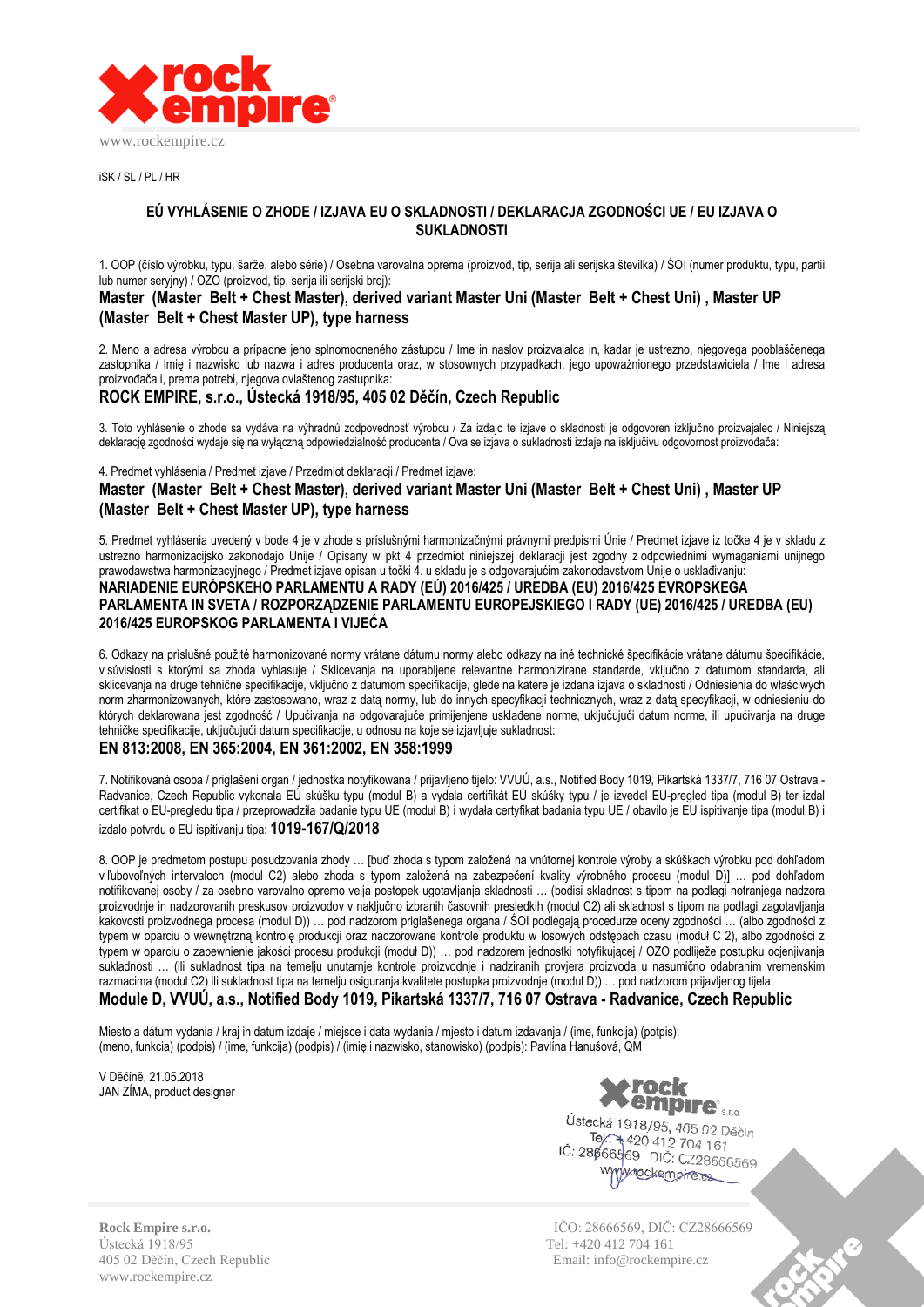iSK / SL / PL / HR

## EÚ VYHLÁSENIE O ZHODE / IZJAVA EU O SKLADNOSTI / DEKLARACJA ZGODNOŚCI UE / EU IZJAVA O SUKLADNOSTI

1. OOP (číslo výrobku, typu, šarže, alebo série) / Osebna varovalna oprema (proizvod, tip, serija ali serijska številka) / ŚOI (numer produktu, typu, partii lub numer seryjny) / OZO (proizvod, tip, serija ili serijski broj):

**Master (Master Belt + Chest Master), derived variant Master Uni (Master Belt + Chest Uni) , Master UP (Master Belt + Chest Master UP), type harness**

2. Meno a adresa výrobcu a prípadne jeho splnomocneného zástupcu / Ime in naslov proizvajalca in, kadar je ustrezno, njegovega pooblaščenega zastopnika / Imię i nazwisko lub nazwa i adres producenta oraz, w stosownych przypadkach, jego upoważnionego przedstawiciela / Ime i adresa proizvođača i, prema potrebi, njegova ovlaštenog zastupnika:

**ROCK EMPIRE, s.r.o., Ústecká 1918/95, 405 02 Děčín, Czech Republic**

3. Toto vyhlásenie o zhode sa vydáva na výhradnú zodpovednosť výrobcu / Za izdajo te izjave o skladnosti je odgovoren izključno proizvajalec / Niniejszą deklarację zgodności wydaje się na wyłączną odpowiedzialność producenta / Ova se izjava o sukladnosti izdaje na isključivu odgovornost proizvođača:

4. Predmet vyhlásenia / Predmet izjave / Przedmiot deklaracji / Predmet izjave:

**Master (Master Belt + Chest Master), derived variant Master Uni (Master Belt + Chest Uni) , Master UP (Master Belt + Chest Master UP), type harness**

5. Predmet vyhlásenia uvedený v bode 4 je v zhode s príslušnými harmonizačnými právnymi predpismi Únie / Predmet izjave iz točke 4 je v skladu z ustrezno harmonizacijsko zakonodajo Unije / Opisany w pkt 4 przedmiot niniejszej deklaracji jest zgodny z odpowiednimi wymaganiami unijnego prawodawstwa harmonizacyjnego / Predmet izjave opisan u točki 4. u skladu je s odgovarajućim zakonodavstvom Unije o usklađivanju:

**NARIADENIE EURÓPSKEHO PARLAMENTU A RADY (EÚ) 2016/425 / UREDBA (EU) 2016/425 EVROPSKEGA PARLAMENTA IN SVETA / ROZPORZĄDZENIE PARLAMENTU EUROPEJSKIEGO I RADY (UE) 2016/425 / UREDBA (EU) 2016/425 EUROPSKOG PARLAMENTA I VIJEĆA**

6. Odkazy na príslušné použité harmonizované normy vrátane dátumu normy alebo odkazy na iné technické špecifikácie vrátane dátumu špecifikácie, v súvislosti s ktorými sa zhoda vyhlasuje / Sklicevanja na uporabljene relevantne harmonizirane standarde, vključno z datumom standarda, ali sklicevanja na druge tehnične specifikacije, vključno z datumom specifikacije, glede na katere je izdana izjava o skladnosti / Odniesienia do właściwych norm zharmonizowanych, które zastosowano, wraz z datą normy, lub do innych specyfikacji technicznych, wraz z datą specyfikacji, w odniesieniu do których deklarowana jest zgodność / Upućivanja na odgovarajuće primijenjene usklađene norme, uključujući datum norme, ili upućivanja na druge tehničke specifikacije, uključujući datum specifikacije, u odnosu na koje se izjavljuje sukladnost:

**EN 813:2008, EN 365:2004, EN 361:2002, EN 358:1999**

7. Notifikovaná osoba / priglašeni organ / jednostka notyfikowana / prijavljeno tijelo: VVUÚ, a.s., Notified Body 1019, Pikartská 1337/7, 716 07 Ostrava - Radvanice, Czech Republic vykonala EÚ skúšku typu (modul B) a vydala certifikát EÚ skúšky typu / je izvedel EU-pregled tipa (modul B) ter izdal certifikat o EU-pregledu tipa / przeprowadziła badanie typu UE (moduł B) i wydała certyfikat badania typu UE / obavilo je EU ispitivanje tipa (modul B) i izdalo potvrdu o EU ispitivanju tipa: **1019-167/Q/2018**

8. OOP je predmetom postupu posudzovania zhody … [buď zhoda s typom založená na vnútornej kontrole výroby a skúškach výrobku pod dohľadom v ľubovoľných intervaloch (modul C2) alebo zhoda s typom založená na zabezpečení kvality výrobného procesu (modul D)] … pod dohľadom notifikovanej osoby / za osebno varovalno opremo velja postopek ugotavljanja skladnosti … (bodisi skladnost s tipom na podlagi notranjega nadzora proizvodnje in nadzorovanih preskusov proizvodov v naključno izbranih časovnih presledkih (modul C2) ali skladnost s tipom na podlagi zagotavljanja kakovosti proizvodnega procesa (modul D)) … pod nadzorom priglašenega organa / ŚOI podlegają procedurze oceny zgodności … (albo zgodności z typem w oparciu o wewnętrzną kontrolę produkcji oraz nadzorowane kontrole produktu w losowych odstępach czasu (moduł C 2), albo zgodności z typem w oparciu o zapewnienie jakości procesu produkcji (moduł D)) … pod nadzorem jednostki notyfikującej / OZO podliježe postupku ocjenjivanja sukladnosti … (ili sukladnost tipa na temelju unutarnje kontrole proizvodnje i nadziranih provjera proizvoda u nasumično odabranim vremenskim razmacima (modul C2) ili sukladnost tipa na temelju osiguranja kvalitete postupka proizvodnje (modul D)) … pod nadzorom prijavljenog tijela:

**Module D, VVUÚ, a.s., Notified Body 1019, Pikartská 1337/7, 716 07 Ostrava - Radvanice, Czech Republic**

Miesto a dátum vydania / kraj in datum izdaje / miejsce i data wydania / mjesto i datum izdavanja / (ime, funkcija) (potpis): (meno, funkcia) (podpis) / (ime, funkcija) (podpis) / (imię i nazwisko, stanowisko) (podpis): Pavlína Hanušová, QM

V Děčíně, 21.05.2018
JAN ZÍMA, product designer

rock empire s.r.o.
Ústecká 1918/95, 405 02 Děčín
Tel.: +420 412 704 161
IČ: 28666569 DIČ: CZ28666569
www.rockempire.cz

Rock Empire s.r.o.
Ústecká 1918/95
405 02 Děčín, Czech Republic
www.rockempire.cz

IČO: 28666569, DIČ: CZ28666569
Tel: +420 412 704 161
Email: info@rockempire.cz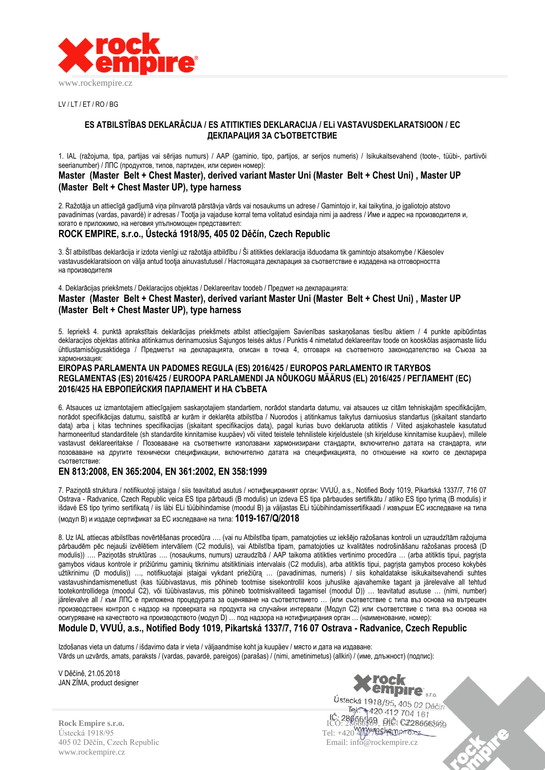LV / LT / ET / RO / BG

## ES ATBILSTĪBAS DEKLARĀCIJA / ES ATITIKTIES DEKLARACIJA / ELi VASTAVUSDEKLARATSIOON / EC ДЕКЛАРАЦИЯ ЗА СЪОТВЕТСТВИЕ

1. IAL (ražojuma, tipa, partijas vai sērijas numurs) / AAP (gaminio, tipo, partijos, ar serijos numeris) / Isikukaitsevahend (toote-, tüübi-, partiivõi seerianumber) / ЛПС (продуктов, типов, партиден, или сериен номер):

**Master (Master Belt + Chest Master), derived variant Master Uni (Master Belt + Chest Uni) , Master UP (Master Belt + Chest Master UP), type harness**

2. Ražotāja un attiecīgā gadījumā viņa pilnvarotā pārstāvja vārds vai nosaukums un adrese / Gamintojo ir, kai taikytina, jo įgaliotojo atstovo pavadinimas (vardas, pavardė) ir adresas / Tootja ja vajaduse korral tema volitatud esindaja nimi ja aadress / Име и адрес на производителя и, когато е приложимо, на неговия упълномощен представител:

**ROCK EMPIRE, s.r.o., Ústecká 1918/95, 405 02 Děčín, Czech Republic**

3. Šī atbilstības deklarācija ir izdota vienīgi uz ražotāja atbildību / Ši atitikties deklaracija išduodama tik gamintojo atsakomybe / Käesolev vastavusdeklaratsioon on välja antud tootja ainuvastutusel / Настоящата декларация за съответствие е издадена на отговорността на производителя

4. Deklarācijas priekšmets / Deklaracijos objektas / Deklareeritav toodeb / Предмет на декларацията:

**Master (Master Belt + Chest Master), derived variant Master Uni (Master Belt + Chest Uni) , Master UP (Master Belt + Chest Master UP), type harness**

5. Iepriekš 4. punktā aprakstītais deklarācijas priekšmets atbilst attiecīgajiem Savienības saskaņošanas tiesību aktiem / 4 punkte apibūdintas deklaracijos objektas atitinka atitinkamus derinamuosius Sąjungos teisės aktus / Punktis 4 nimetatud deklareeritav toode on kooskõlas asjaomaste liidu ühtlustamisõigusaktidega / Предметът на декларацията, описан в точка 4, отговаря на съответното законодателство на Съюза за хармонизация:

**EIROPAS PARLAMENTA UN PADOMES REGULA (ES) 2016/425 / EUROPOS PARLAMENTO IR TARYBOS REGLAMENTAS (ES) 2016/425 / EUROOPA PARLAMENDI JA NÕUKOGU MÄÄRUS (EL) 2016/425 / РЕГЛАМЕНТ (ЕС) 2016/425 НА ЕВРОПЕЙСКИЯ ПАРЛАМЕНТ И НА СЪВЕТА**

6. Atsauces uz izmantotajiem attiecīgajiem saskaņotajiem standartiem, norādot standarta datumu, vai atsauces uz citām tehniskajām specifikācijām, norādot specifikācijas datumu, saistībā ar kurām ir deklarēta atbilstība / Nuorodos į atitinkamus taikytus darniuosius standartus (įskaitant standarto datą) arba į kitas technines specifikacijas (įskaitant specifikacijos datą), pagal kurias buvo deklaruota atitiktis / Viited asjakohastele kasutatud harmoneeritud standarditele (sh standardite kinnitamise kuupäev) või viited teistele tehnilistele kirjeldustele (sh kirjelduse kinnitamise kuupäev), millele vastavust deklareeritakse / Позоваване на съответните използвани хармонизирани стандарти, включително датата на стандарта, или позоваване на другите технически спецификации, включително датата на спецификацията, по отношение на които се декларира съответствие:

**EN 813:2008, EN 365:2004, EN 361:2002, EN 358:1999**

7. Paziņotā struktura / notifikuotoji įstaiga / siis teavitatud asutus / нотифицираният орган: VVUÚ, a.s., Notified Body 1019, Pikartská 1337/7, 716 07 Ostrava - Radvanice, Czech Republic veica ES tipa pārbaudi (B modulis) un izdeva ES tipa pārbaudes sertifikātu / atliko ES tipo tyrimą (B modulis) ir išdavė ES tipo tyrimo sertifikatą / iis läbi ELi tüübihindamise (moodul B) ja väljastas ELi tüübihindamissertifikaadi / извърши ЕС изследване на типа (модул В) и издаде сертификат за ЕС изследване на типа: **1019-167/Q/2018**

8. Uz IAL attiecas atbilstības novērtēšanas procedūra …. (vai nu Atbilstība tipam, pamatojoties uz iekšējo ražošanas kontroli un uzraudzītām ražojuma pārbaudēm pēc nejauši izvēlētiem intervāliem (C2 modulis), vai Atbilstība tipam, pamatojoties uz kvalitātes nodrošināšanu ražošanas procesā (D modulis)) …. Paziņotās struktūras …. (nosaukums, numurs) uzraudzībā / AAP taikoma atitikties vertinimo procedūra … (arba atitikties tipui, pagrįsta gamybos vidaus kontrole ir prižiūrimu gaminių tikrinimu atsitiktiniais intervalais (C2 modulis), arba atitiktis tipui, pagrįsta gamybos proceso kokybės užtikrinimu (D modulis)) …, notifikuotajai įstaigai vykdant priežiūrą … (pavadinimas, numeris) / siis kohaldatakse isikukaitsevahendi suhtes vastavushindamismenetlust (kas tüübivastavus, mis põhineb tootmise sisekontrollil koos juhuslike ajavahemike tagant ja järelevalve all tehtud tootekontrollidega (moodul C2), või tüübivastavus, mis põhineb tootmiskvaliteedi tagamisel (moodul D)) … teavitatud asutuse … (nimi, number) järelevalve all / към ЛПС е приложена процедурата за оценяване на съответствието … (или съответствие с типа въз основа на вътрешен производствен контрол с надзор на проверката на продукта на случайни интервали (Модул С2) или съответствие с типа въз основа на осигуряване на качеството на производството (модул D) … под надзора на нотифицирания орган … (наименование, номер):

**Module D, VVUÚ, a.s., Notified Body 1019, Pikartská 1337/7, 716 07 Ostrava - Radvanice, Czech Republic**

Izdošanas vieta un datums / išdavimo data ir vieta / väljaandmise koht ja kuupäev / място и дата на издаване:
Vārds un uzvārds, amats, paraksts / (vardas, pavardė, pareigos) (parašas) / (nimi, ametinimetus) (allkiri) / (име, длъжност) (подпис):

V Děčíně, 21.05.2018
JAN ZÍMA, product designer

Rock Empire s.r.o.
Ústecká 1918/95
405 02 Děčín, Czech Republic
www.rockempire.cz

IČO: 28666569, DIČ: CZ28666569
Tel: +420 412 704 161
Email: info@rockempire.cz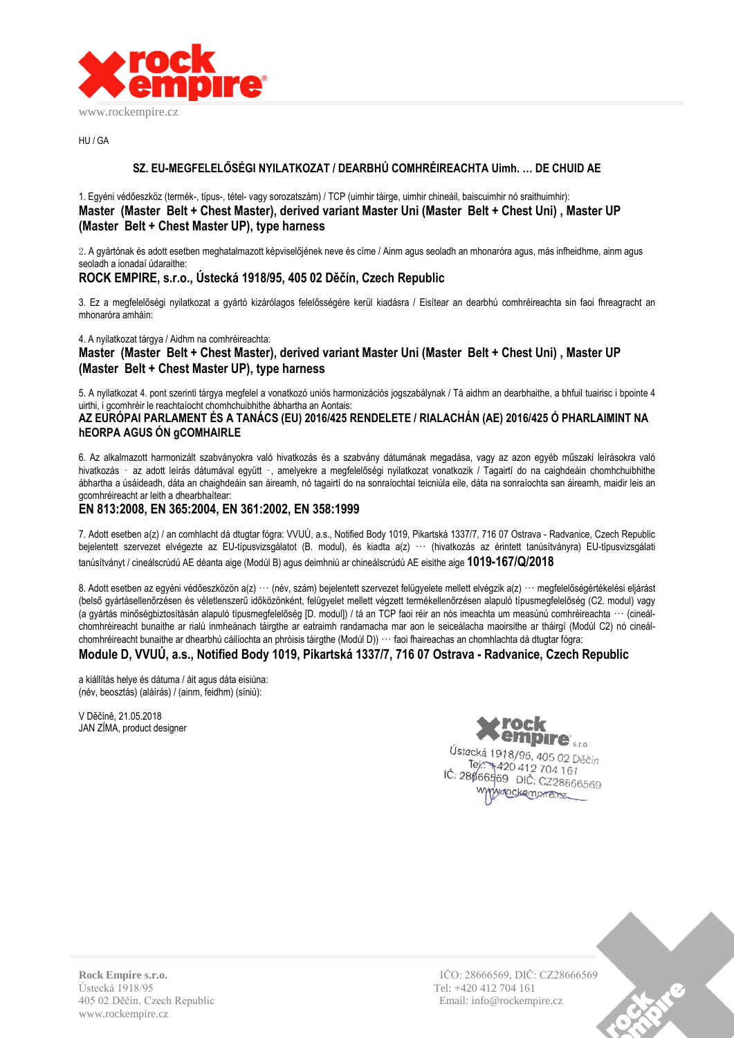www.rockempire.cz

HU / GA

## SZ. EU-MEGFELELŐSÉGI NYILATKOZAT / DEARBHÚ COMHRÉIREACHTA Uimh. … DE CHUID AE

1. Egyéni védőeszköz (termék-, típus-, tétel- vagy sorozatszám) / TCP (uimhir táirge, uimhir chineáil, baiscuimhir nó sraithuimhir):

**Master (Master Belt + Chest Master), derived variant Master Uni (Master Belt + Chest Uni) , Master UP (Master Belt + Chest Master UP), type harness**

2. A gyártónak és adott esetben meghatalmazott képviselőjének neve és címe / Ainm agus seoladh an mhonaróra agus, más infheidhme, ainm agus seoladh a ionadaí údaraithe:

**ROCK EMPIRE, s.r.o., Ústecká 1918/95, 405 02 Děčín, Czech Republic**

3. Ez a megfelelőségi nyilatkozat a gyártó kizárólagos felelősségére kerül kiadásra / Eisítear an dearbhú comhréireachta sin faoi fhreagracht an mhonaróra amháin:

4. A nyilatkozat tárgya / Aidhm na comhréireachta:

**Master (Master Belt + Chest Master), derived variant Master Uni (Master Belt + Chest Uni) , Master UP (Master Belt + Chest Master UP), type harness**

5. A nyilatkozat 4. pont szerinti tárgya megfelel a vonatkozó uniós harmonizációs jogszabálynak / Tá aidhm an dearbhaithe, a bhfuil tuairisc i bpointe 4 uirthi, i gcomhréir le reachtaíocht chomhchuibhithe ábhartha an Aontais:

**AZ EURÓPAI PARLAMENT ÉS A TANÁCS (EU) 2016/425 RENDELETE / RIALACHÁN (AE) 2016/425 Ó PHARLAIMINT NA hEORPA AGUS ÓN gCOMHAIRLE**

6. Az alkalmazott harmonizált szabványokra való hivatkozás és a szabvány dátumának megadása, vagy az azon egyéb műszaki leírásokra való hivatkozás ‑ az adott leírás dátumával együtt ‑, amelyekre a megfelelőségi nyilatkozat vonatkozik / Tagairtí do na caighdeáin chomhchuibhithe ábhartha a úsáideadh, dáta an chaighdeáin san áireamh, nó tagairtí do na sonraíochtaí teicniúla eile, dáta na sonraíochta san áireamh, maidir leis an gcomhréireacht ar leith a dhearbhaítear:

**EN 813:2008, EN 365:2004, EN 361:2002, EN 358:1999**

7. Adott esetben a(z) / an comhlacht dá dtugtar fógra: VVUÚ, a.s., Notified Body 1019, Pikartská 1337/7, 716 07 Ostrava - Radvanice, Czech Republic bejelentett szervezet elvégezte az EU-típusvizsgálatot (B. modul), és kiadta a(z) ··· (hivatkozás az érintett tanúsítványra) EU-típusvizsgálati tanúsítványt / cineálscrúdú AE déanta aige (Modúl B) agus deimhniú ar chineálscrúdú AE eisithe aige **1019-167/Q/2018**

8. Adott esetben az egyéni védőeszközön a(z) ··· (név, szám) bejelentett szervezet felügyelete mellett elvégzik a(z) ··· megfelelőségértékelési eljárást (belső gyártásellenőrzésen és véletlenszerű időközönként, felügyelet mellett végzett termékellenőrzésen alapuló típusmegfelelőség (C2. modul) vagy (a gyártás minőségbiztosításán alapuló típusmegfelelőség [D. modul]) / tá an TCP faoi réir an nós imeachta um measúnú comhréireachta ··· (cineál-chomhréireacht bunaithe ar rialú inmheánach táirgthe ar eatraimh randamacha mar aon le seiceálacha maoirsithe ar tháirgí (Modúl C2) nó cineál-chomhréireacht bunaithe ar dhearbhú cáilíochta an phróisis táirgthe (Modúl D)) ··· faoi fhaireachas an chomhlachta dá dtugtar fógra:

**Module D, VVUÚ, a.s., Notified Body 1019, Pikartská 1337/7, 716 07 Ostrava - Radvanice, Czech Republic**

a kiállítás helye és dátuma / áit agus dáta eisiúna:
(név, beosztás) (aláírás) / (ainm, feidhm) (síniú):

V Děčíně, 21.05.2018
JAN ZÍMA, product designer

rock empire s.r.o.
Ústecká 1918/95, 405 02 Děčín
Tel.: +420 412 704 161
IČ: 28666569 DIČ: CZ28666569
www.rockempire.cz

**Rock Empire s.r.o.**
Ústecká 1918/95
405 02 Děčín, Czech Republic
www.rockempire.cz

IČO: 28666569, DIČ: CZ28666569
Tel: +420 412 704 161
Email: info@rockempire.cz